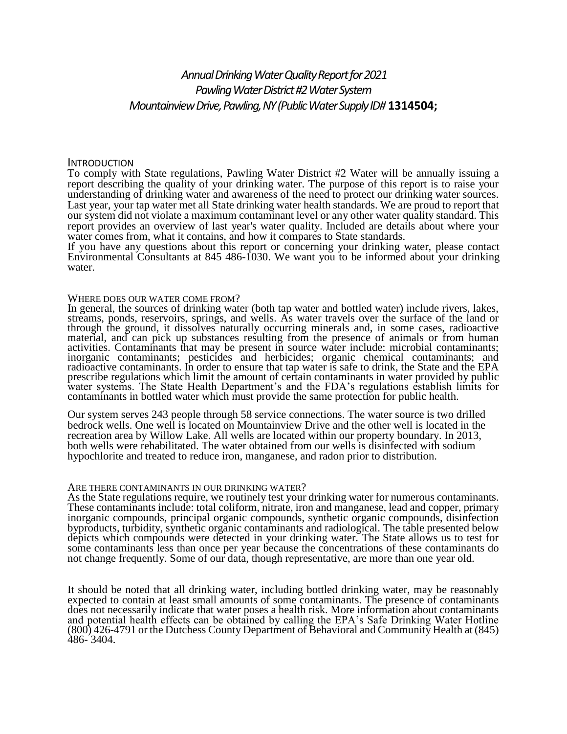# *Annual Drinking Water Quality Report for 2021*
# *Pawling Water District #2 Water System*
# *Mountainview Drive, Pawling, NY (Public Water Supply ID#* **1314504;**

## INTRODUCTION

To comply with State regulations, Pawling Water District #2 Water will be annually issuing a report describing the quality of your drinking water. The purpose of this report is to raise your understanding of drinking water and awareness of the need to protect our drinking water sources. Last year, your tap water met all State drinking water health standards. We are proud to report that our system did not violate a maximum contaminant level or any other water quality standard. This report provides an overview of last year's water quality. Included are details about where your water comes from, what it contains, and how it compares to State standards.

If you have any questions about this report or concerning your drinking water, please contact Environmental Consultants at 845 486-1030. We want you to be informed about your drinking water.

## WHERE DOES OUR WATER COME FROM?

In general, the sources of drinking water (both tap water and bottled water) include rivers, lakes, streams, ponds, reservoirs, springs, and wells. As water travels over the surface of the land or through the ground, it dissolves naturally occurring minerals and, in some cases, radioactive material, and can pick up substances resulting from the presence of animals or from human activities. Contaminants that may be present in source water include: microbial contaminants; inorganic contaminants; pesticides and herbicides; organic chemical contaminants; and radioactive contaminants. In order to ensure that tap water is safe to drink, the State and the EPA prescribe regulations which limit the amount of certain contaminants in water provided by public water systems. The State Health Department's and the FDA's regulations establish limits for contaminants in bottled water which must provide the same protection for public health.

Our system serves 243 people through 58 service connections. The water source is two drilled bedrock wells. One well is located on Mountainview Drive and the other well is located in the recreation area by Willow Lake. All wells are located within our property boundary. In 2013, both wells were rehabilitated. The water obtained from our wells is disinfected with sodium hypochlorite and treated to reduce iron, manganese, and radon prior to distribution.

## ARE THERE CONTAMINANTS IN OUR DRINKING WATER?

As the State regulations require, we routinely test your drinking water for numerous contaminants. These contaminants include: total coliform, nitrate, iron and manganese, lead and copper, primary inorganic compounds, principal organic compounds, synthetic organic compounds, disinfection byproducts, turbidity, synthetic organic contaminants and radiological. The table presented below depicts which compounds were detected in your drinking water. The State allows us to test for some contaminants less than once per year because the concentrations of these contaminants do not change frequently. Some of our data, though representative, are more than one year old.

It should be noted that all drinking water, including bottled drinking water, may be reasonably expected to contain at least small amounts of some contaminants. The presence of contaminants does not necessarily indicate that water poses a health risk. More information about contaminants and potential health effects can be obtained by calling the EPA's Safe Drinking Water Hotline (800) 426-4791 or the Dutchess County Department of Behavioral and Community Health at (845) 486- 3404.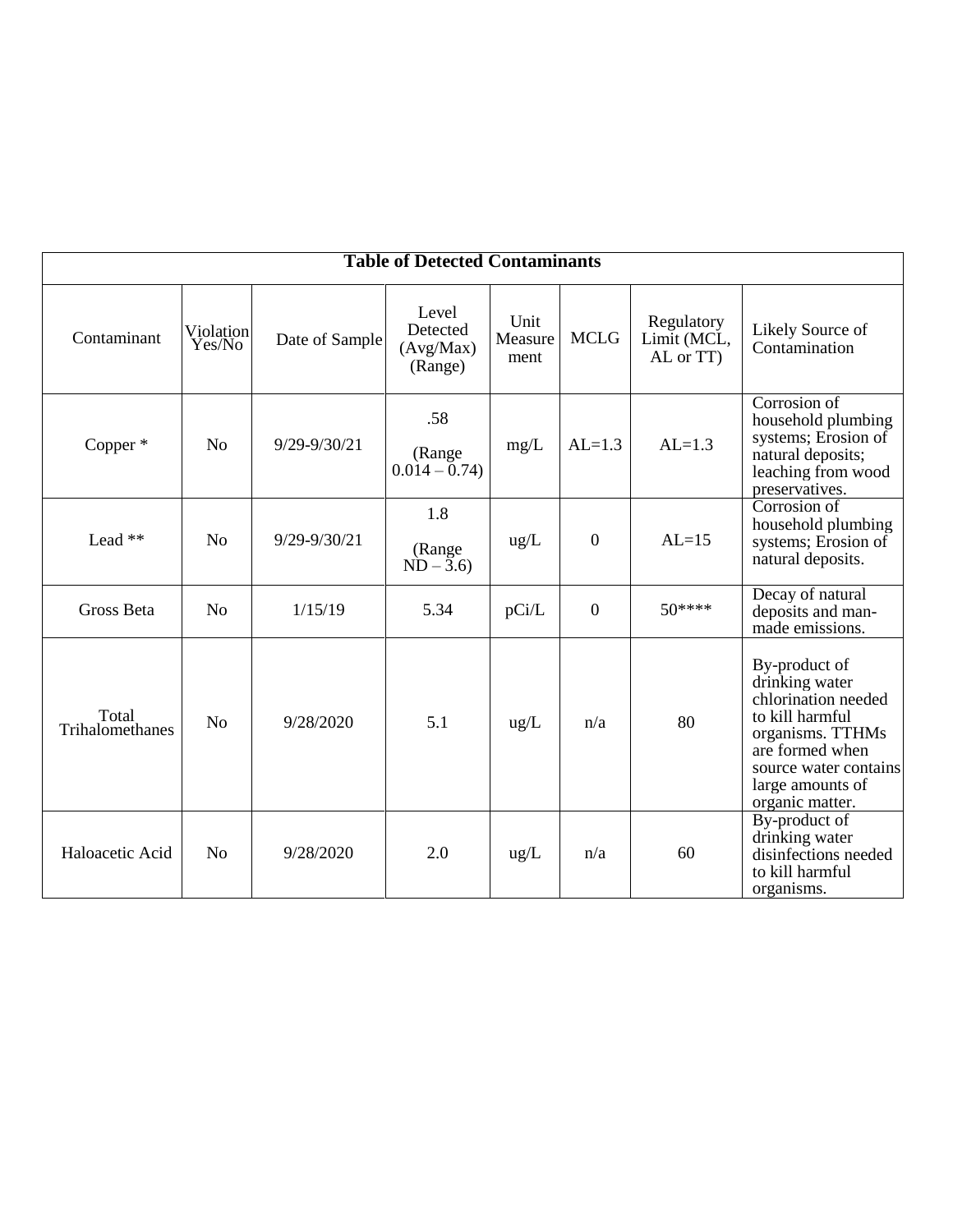**Table of Detected Contaminants**

| Contaminant | Violation Yes/No | Date of Sample | Level Detected (Avg/Max) (Range) | Unit Measurement | MCLG | Regulatory Limit (MCL, AL or TT) | Likely Source of Contamination |
|---|---|---|---|---|---|---|---|
| Copper * | No | 9/29-9/30/21 | .58 (Range 0.014 – 0.74) | mg/L | AL=1.3 | AL=1.3 | Corrosion of household plumbing systems; Erosion of natural deposits; leaching from wood preservatives. |
| Lead ** | No | 9/29-9/30/21 | 1.8 (Range ND – 3.6) | ug/L | 0 | AL=15 | Corrosion of household plumbing systems; Erosion of natural deposits. |
| Gross Beta | No | 1/15/19 | 5.34 | pCi/L | 0 | 50**** | Decay of natural deposits and man-made emissions. |
| Total Trihalomethanes | No | 9/28/2020 | 5.1 | ug/L | n/a | 80 | By-product of drinking water chlorination needed to kill harmful organisms. TTHMs are formed when source water contains large amounts of organic matter. |
| Haloacetic Acid | No | 9/28/2020 | 2.0 | ug/L | n/a | 60 | By-product of drinking water disinfections needed to kill harmful organisms. |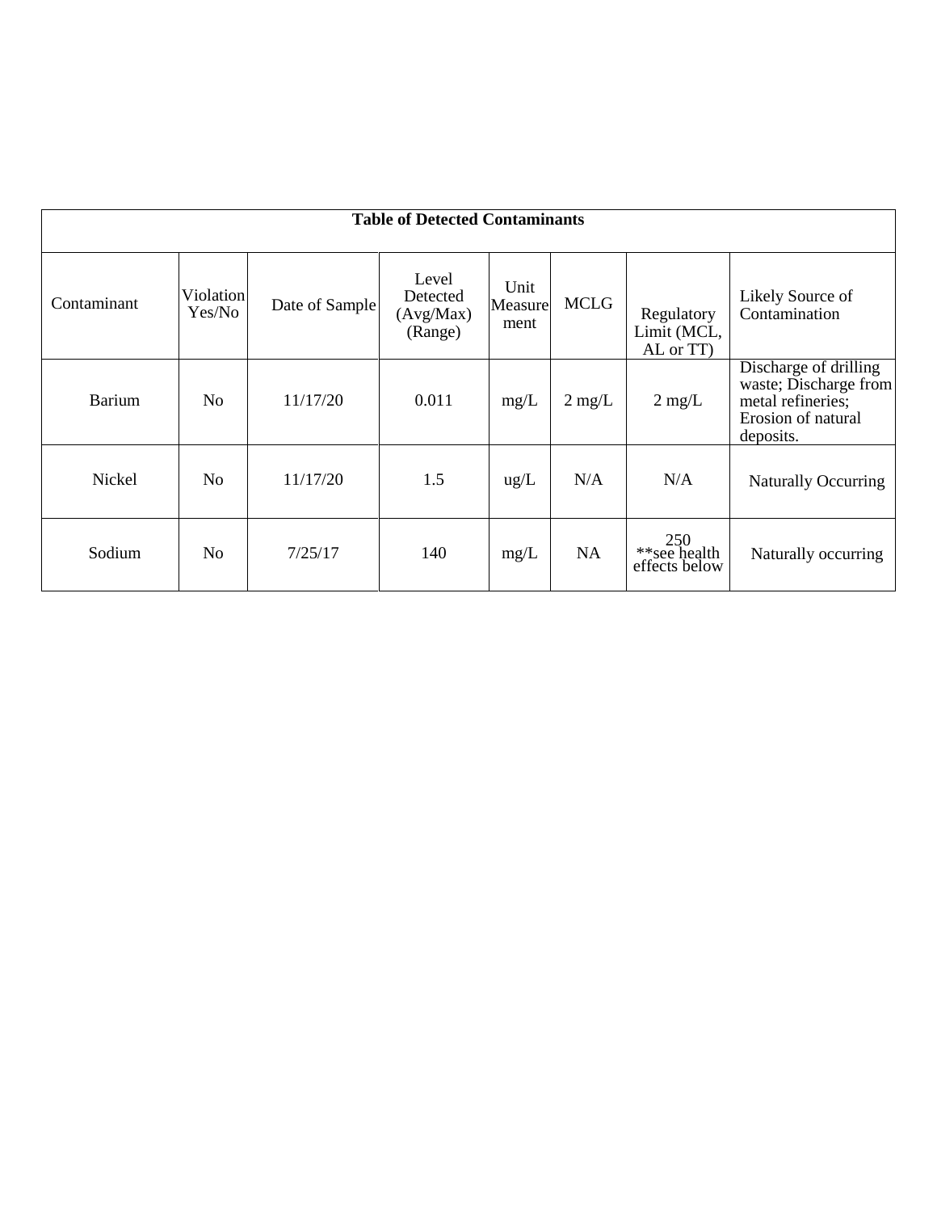| Table of Detected Contaminants | | | | | | | |
|---|---|---|---|---|---|---|---|
| Contaminant | Violation Yes/No | Date of Sample | Level Detected (Avg/Max) (Range) | Unit Measurement | MCLG | Regulatory Limit (MCL, AL or TT) | Likely Source of Contamination |
| Barium | No | 11/17/20 | 0.011 | mg/L | 2 mg/L | 2 mg/L | Discharge of drilling waste; Discharge from metal refineries; Erosion of natural deposits. |
| Nickel | No | 11/17/20 | 1.5 | ug/L | N/A | N/A | Naturally Occurring |
| Sodium | No | 7/25/17 | 140 | mg/L | NA | 250 **see health effects below | Naturally occurring |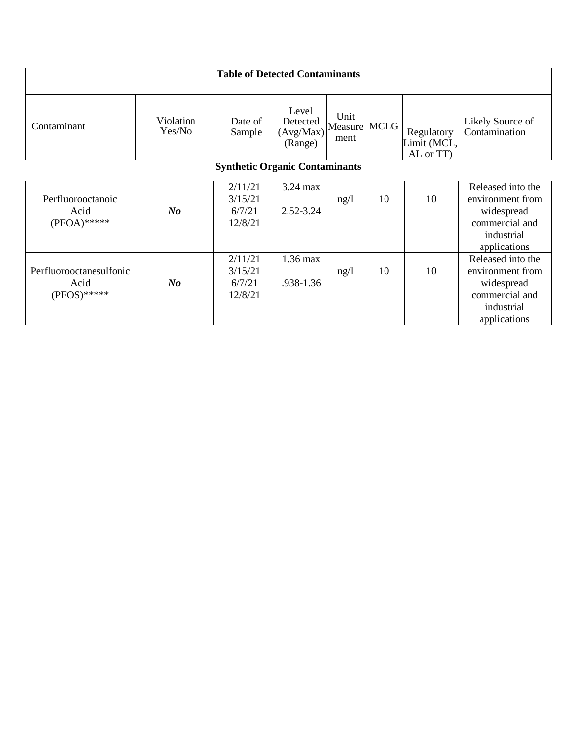| Table of Detected Contaminants | | | | | | | |
|---|---|---|---|---|---|---|---|
| Contaminant | Violation Yes/No | Date of Sample | Level Detected (Avg/Max) (Range) | Unit Measurement | MCLG | Regulatory Limit (MCL, AL or TT) | Likely Source of Contamination |
| **Synthetic Organic Contaminants** | | | | | | | |
| Perfluorooctanoic Acid (PFOA)***** | ***No*** | 2/11/21<br>3/15/21<br>6/7/21<br>12/8/21 | 3.24 max<br><br>2.52-3.24 | ng/l | 10 | 10 | Released into the environment from widespread commercial and industrial applications |
| Perfluorooctanesulfonic Acid (PFOS)***** | ***No*** | 2/11/21<br>3/15/21<br>6/7/21<br>12/8/21 | 1.36 max<br><br>.938-1.36 | ng/l | 10 | 10 | Released into the environment from widespread commercial and industrial applications |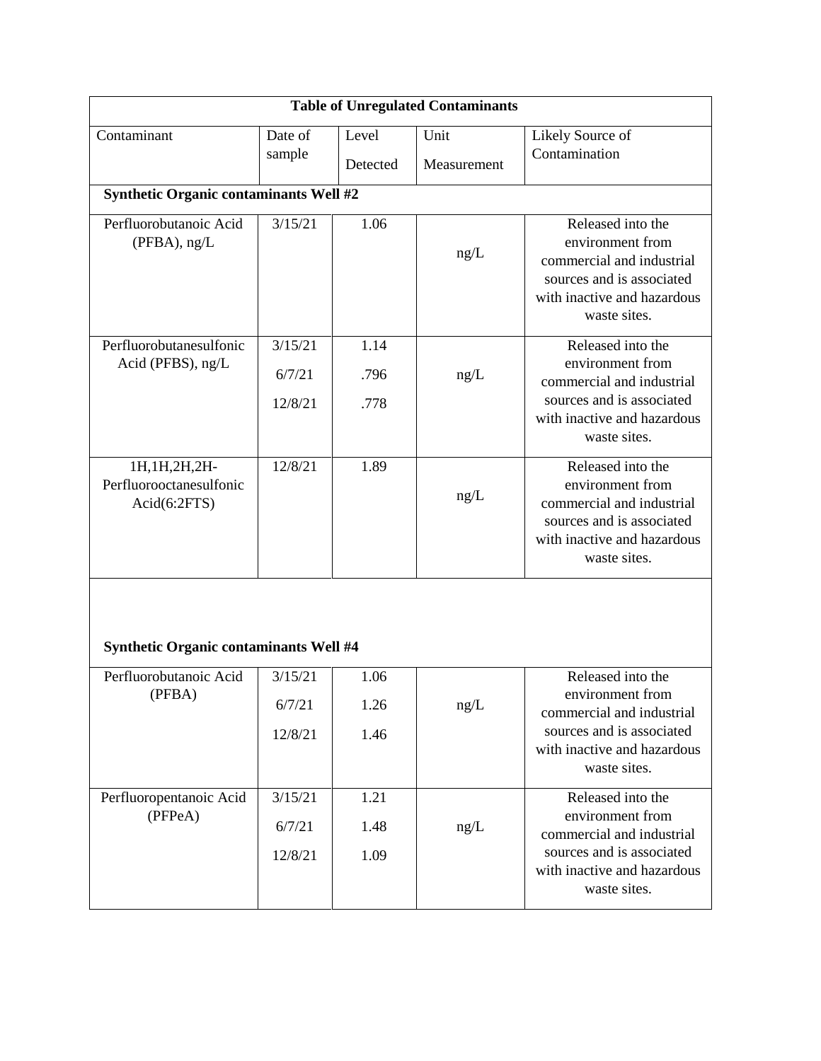| Table of Unregulated Contaminants | | | | |
|---|---|---|---|---|
| Contaminant | Date of sample | Level Detected | Unit Measurement | Likely Source of Contamination |
| **Synthetic Organic contaminants Well #2** | | | | |
| Perfluorobutanoic Acid (PFBA), ng/L | 3/15/21 | 1.06 | ng/L | Released into the environment from commercial and industrial sources and is associated with inactive and hazardous waste sites. |
| Perfluorobutanesulfonic Acid (PFBS), ng/L | 3/15/21<br>6/7/21<br>12/8/21 | 1.14<br>.796<br>.778 | ng/L | Released into the environment from commercial and industrial sources and is associated with inactive and hazardous waste sites. |
| 1H,1H,2H,2H-Perfluorooctanesulfonic Acid(6:2FTS) | 12/8/21 | 1.89 | ng/L | Released into the environment from commercial and industrial sources and is associated with inactive and hazardous waste sites. |
| **Synthetic Organic contaminants Well #4** | | | | |
| Perfluorobutanoic Acid (PFBA) | 3/15/21<br>6/7/21<br>12/8/21 | 1.06<br>1.26<br>1.46 | ng/L | Released into the environment from commercial and industrial sources and is associated with inactive and hazardous waste sites. |
| Perfluoropentanoic Acid (PFPeA) | 3/15/21<br>6/7/21<br>12/8/21 | 1.21<br>1.48<br>1.09 | ng/L | Released into the environment from commercial and industrial sources and is associated with inactive and hazardous waste sites. |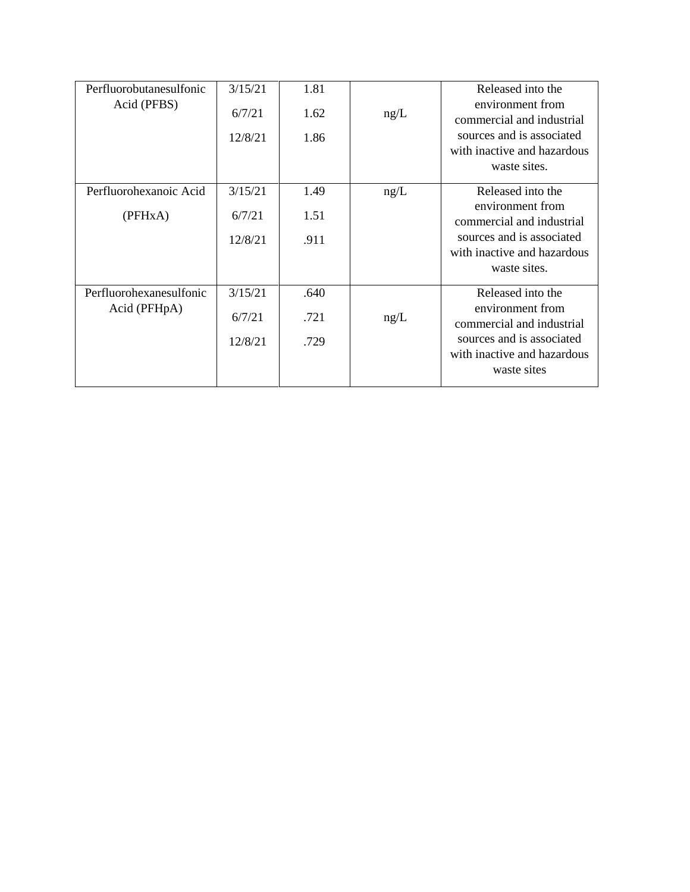| | | | | |
|---|---|---|---|---|
| Perfluorobutanesulfonic Acid (PFBS) | 3/15/21<br>6/7/21<br>12/8/21 | 1.81<br>1.62<br>1.86 | ng/L | Released into the environment from commercial and industrial sources and is associated with inactive and hazardous waste sites. |
| Perfluorohexanoic Acid (PFHxA) | 3/15/21<br>6/7/21<br>12/8/21 | 1.49<br>1.51<br>.911 | ng/L | Released into the environment from commercial and industrial sources and is associated with inactive and hazardous waste sites. |
| Perfluorohexanesulfonic Acid (PFHpA) | 3/15/21<br>6/7/21<br>12/8/21 | .640<br>.721<br>.729 | ng/L | Released into the environment from commercial and industrial sources and is associated with inactive and hazardous waste sites |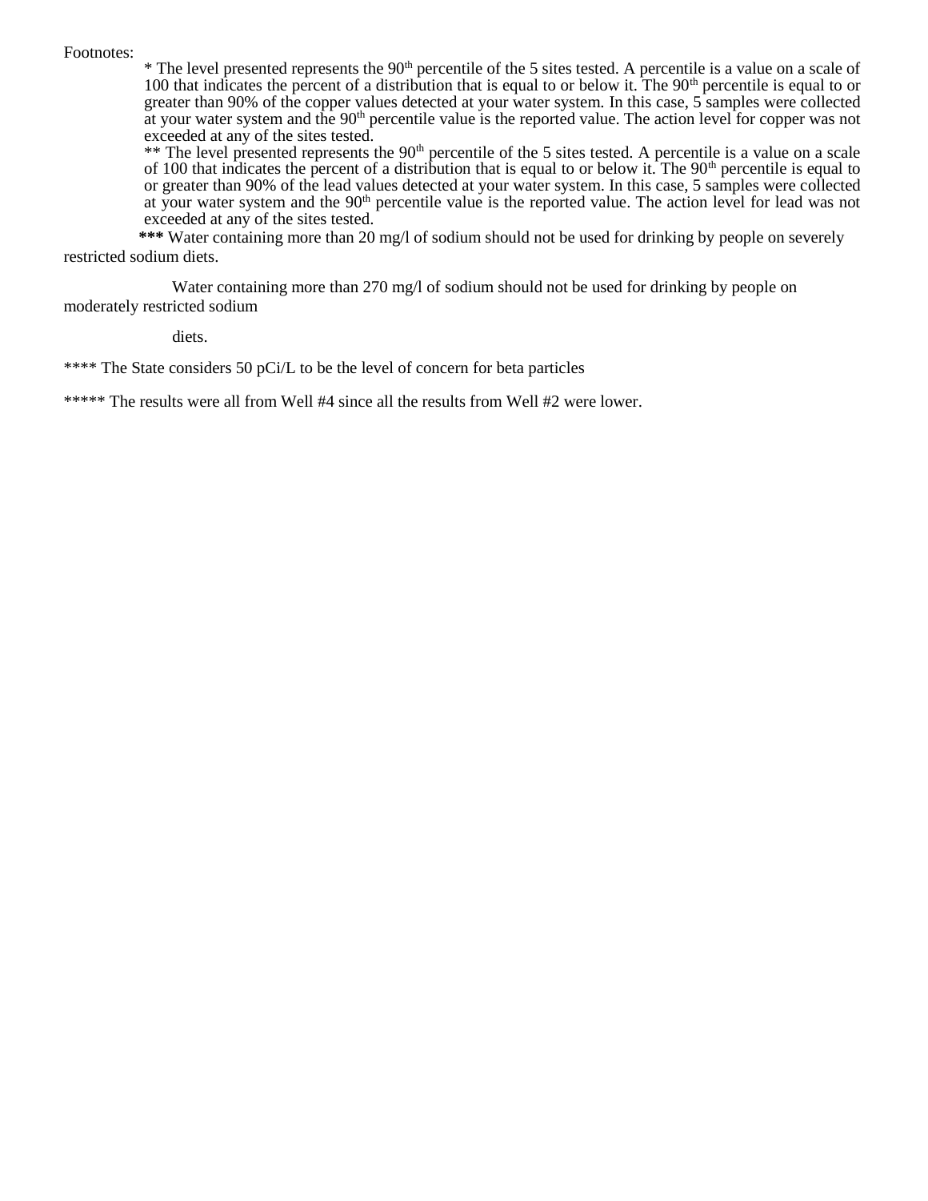Footnotes:

* The level presented represents the 90th percentile of the 5 sites tested. A percentile is a value on a scale of 100 that indicates the percent of a distribution that is equal to or below it. The 90th percentile is equal to or greater than 90% of the copper values detected at your water system. In this case, 5 samples were collected at your water system and the 90th percentile value is the reported value. The action level for copper was not exceeded at any of the sites tested.

** The level presented represents the 90th percentile of the 5 sites tested. A percentile is a value on a scale of 100 that indicates the percent of a distribution that is equal to or below it. The 90th percentile is equal to or greater than 90% of the lead values detected at your water system. In this case, 5 samples were collected at your water system and the 90th percentile value is the reported value. The action level for lead was not exceeded at any of the sites tested.

**\*\*\*** Water containing more than 20 mg/l of sodium should not be used for drinking by people on severely restricted sodium diets.

Water containing more than 270 mg/l of sodium should not be used for drinking by people on moderately restricted sodium diets.

**** The State considers 50 pCi/L to be the level of concern for beta particles

***** The results were all from Well #4 since all the results from Well #2 were lower.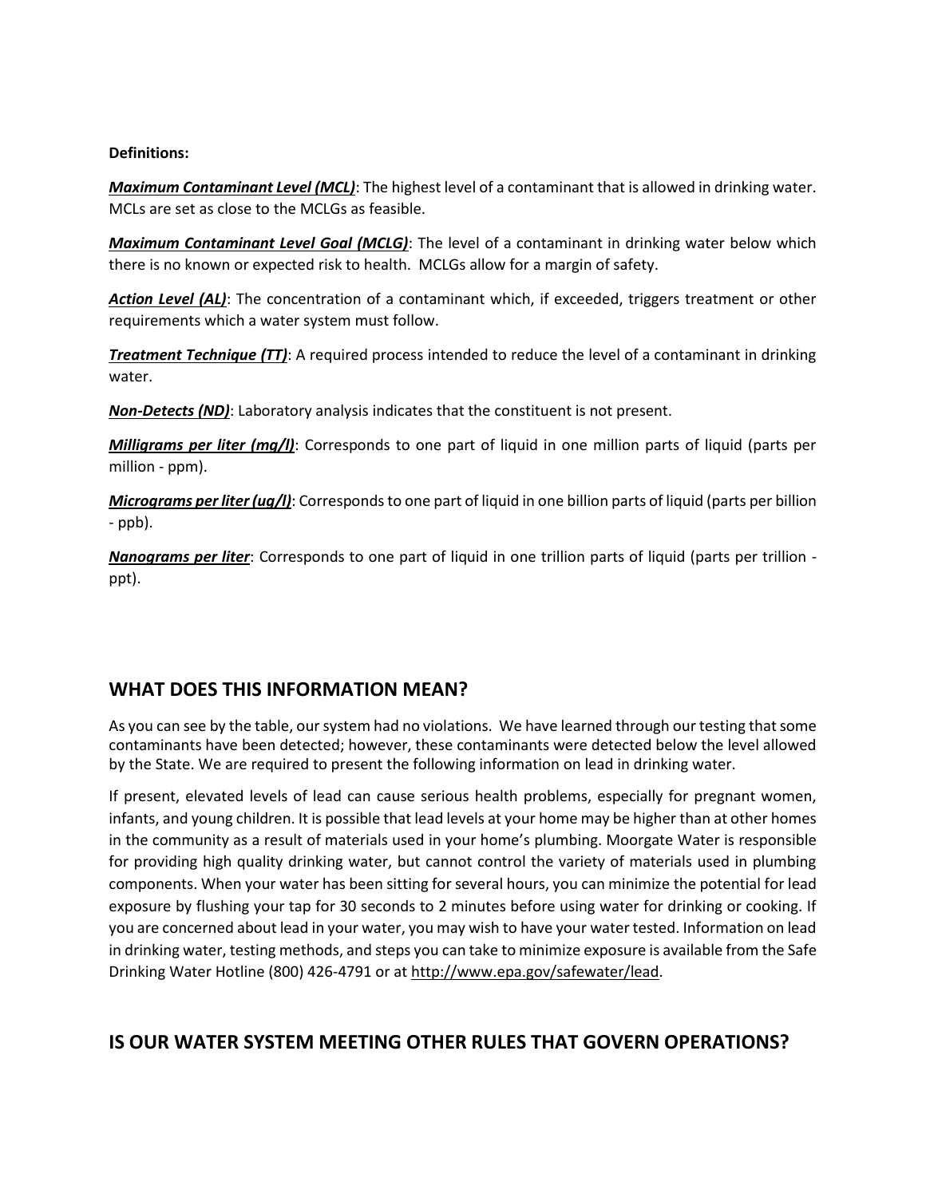**Definitions:**

***Maximum Contaminant Level (MCL)***: The highest level of a contaminant that is allowed in drinking water. MCLs are set as close to the MCLGs as feasible.

***Maximum Contaminant Level Goal (MCLG)***: The level of a contaminant in drinking water below which there is no known or expected risk to health. MCLGs allow for a margin of safety.

***Action Level (AL)***: The concentration of a contaminant which, if exceeded, triggers treatment or other requirements which a water system must follow.

***Treatment Technique (TT)***: A required process intended to reduce the level of a contaminant in drinking water.

***Non-Detects (ND)***: Laboratory analysis indicates that the constituent is not present.

***Milligrams per liter (mg/l)***: Corresponds to one part of liquid in one million parts of liquid (parts per million - ppm).

***Micrograms per liter (ug/l)***: Corresponds to one part of liquid in one billion parts of liquid (parts per billion - ppb).

***Nanograms per liter***: Corresponds to one part of liquid in one trillion parts of liquid (parts per trillion - ppt).

## WHAT DOES THIS INFORMATION MEAN?

As you can see by the table, our system had no violations. We have learned through our testing that some contaminants have been detected; however, these contaminants were detected below the level allowed by the State. We are required to present the following information on lead in drinking water.

If present, elevated levels of lead can cause serious health problems, especially for pregnant women, infants, and young children. It is possible that lead levels at your home may be higher than at other homes in the community as a result of materials used in your home's plumbing. Moorgate Water is responsible for providing high quality drinking water, but cannot control the variety of materials used in plumbing components. When your water has been sitting for several hours, you can minimize the potential for lead exposure by flushing your tap for 30 seconds to 2 minutes before using water for drinking or cooking. If you are concerned about lead in your water, you may wish to have your water tested. Information on lead in drinking water, testing methods, and steps you can take to minimize exposure is available from the Safe Drinking Water Hotline (800) 426-4791 or at http://www.epa.gov/safewater/lead.

## IS OUR WATER SYSTEM MEETING OTHER RULES THAT GOVERN OPERATIONS?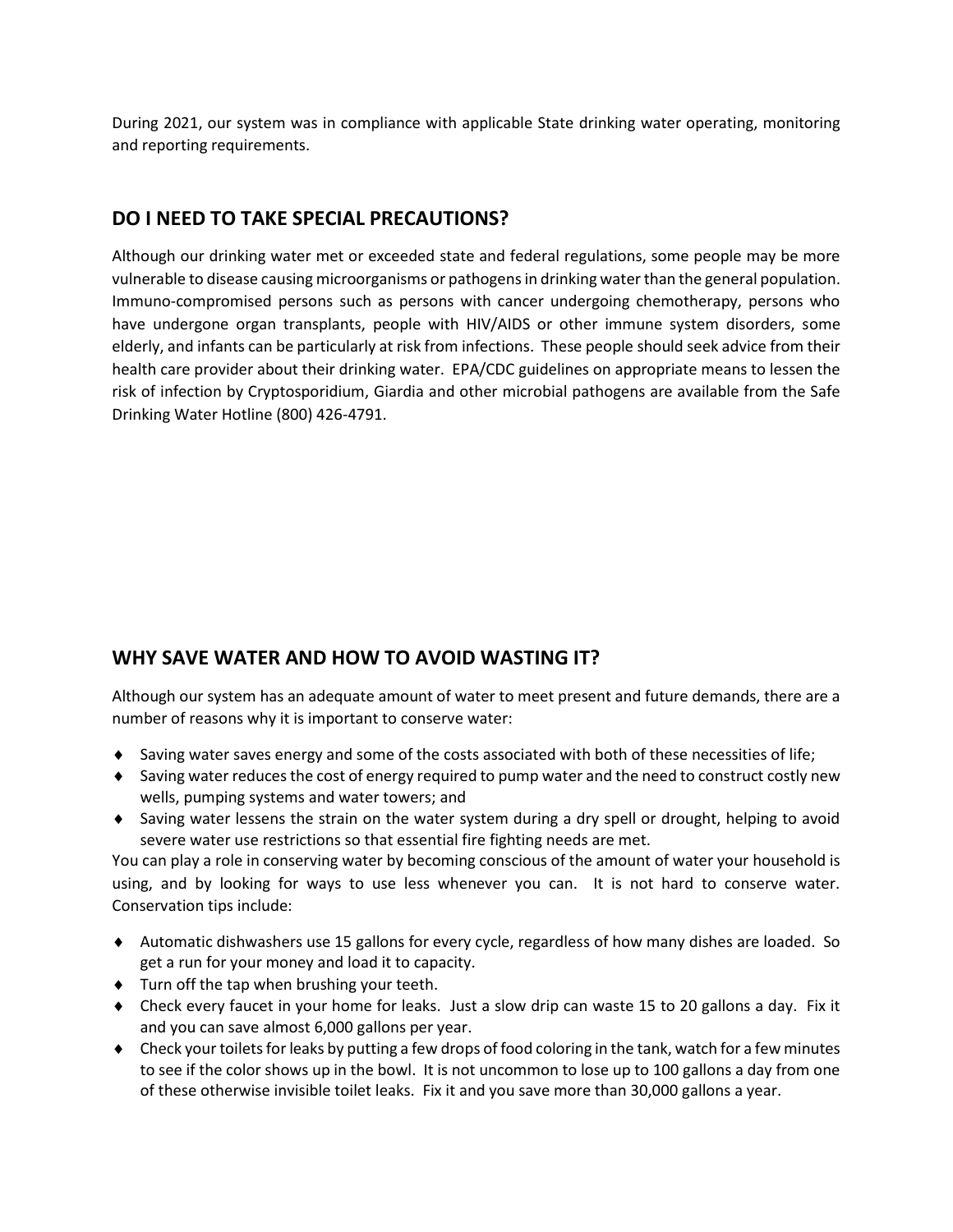During 2021, our system was in compliance with applicable State drinking water operating, monitoring and reporting requirements.

## DO I NEED TO TAKE SPECIAL PRECAUTIONS?

Although our drinking water met or exceeded state and federal regulations, some people may be more vulnerable to disease causing microorganisms or pathogens in drinking water than the general population. Immuno-compromised persons such as persons with cancer undergoing chemotherapy, persons who have undergone organ transplants, people with HIV/AIDS or other immune system disorders, some elderly, and infants can be particularly at risk from infections. These people should seek advice from their health care provider about their drinking water. EPA/CDC guidelines on appropriate means to lessen the risk of infection by Cryptosporidium, Giardia and other microbial pathogens are available from the Safe Drinking Water Hotline (800) 426-4791.

## WHY SAVE WATER AND HOW TO AVOID WASTING IT?

Although our system has an adequate amount of water to meet present and future demands, there are a number of reasons why it is important to conserve water:

- Saving water saves energy and some of the costs associated with both of these necessities of life;
- Saving water reduces the cost of energy required to pump water and the need to construct costly new wells, pumping systems and water towers; and
- Saving water lessens the strain on the water system during a dry spell or drought, helping to avoid severe water use restrictions so that essential fire fighting needs are met.

You can play a role in conserving water by becoming conscious of the amount of water your household is using, and by looking for ways to use less whenever you can. It is not hard to conserve water. Conservation tips include:

- Automatic dishwashers use 15 gallons for every cycle, regardless of how many dishes are loaded. So get a run for your money and load it to capacity.
- Turn off the tap when brushing your teeth.
- Check every faucet in your home for leaks. Just a slow drip can waste 15 to 20 gallons a day. Fix it and you can save almost 6,000 gallons per year.
- Check your toilets for leaks by putting a few drops of food coloring in the tank, watch for a few minutes to see if the color shows up in the bowl. It is not uncommon to lose up to 100 gallons a day from one of these otherwise invisible toilet leaks. Fix it and you save more than 30,000 gallons a year.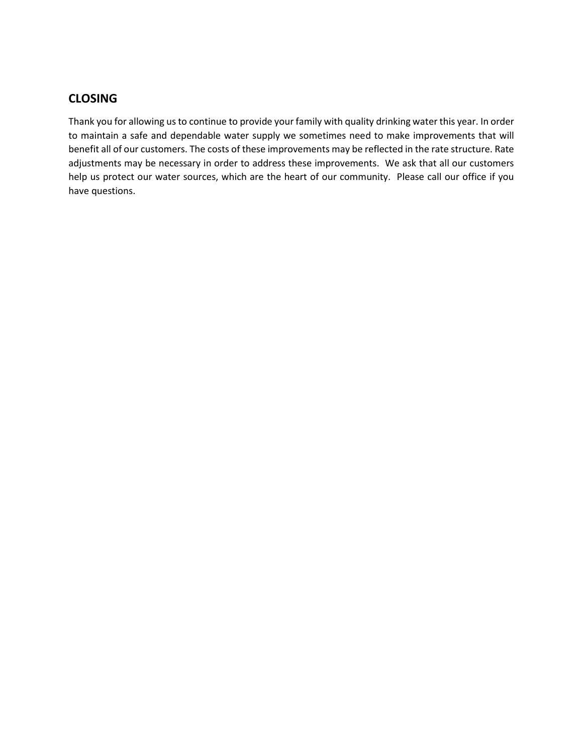## CLOSING

Thank you for allowing us to continue to provide your family with quality drinking water this year. In order to maintain a safe and dependable water supply we sometimes need to make improvements that will benefit all of our customers. The costs of these improvements may be reflected in the rate structure. Rate adjustments may be necessary in order to address these improvements. We ask that all our customers help us protect our water sources, which are the heart of our community. Please call our office if you have questions.